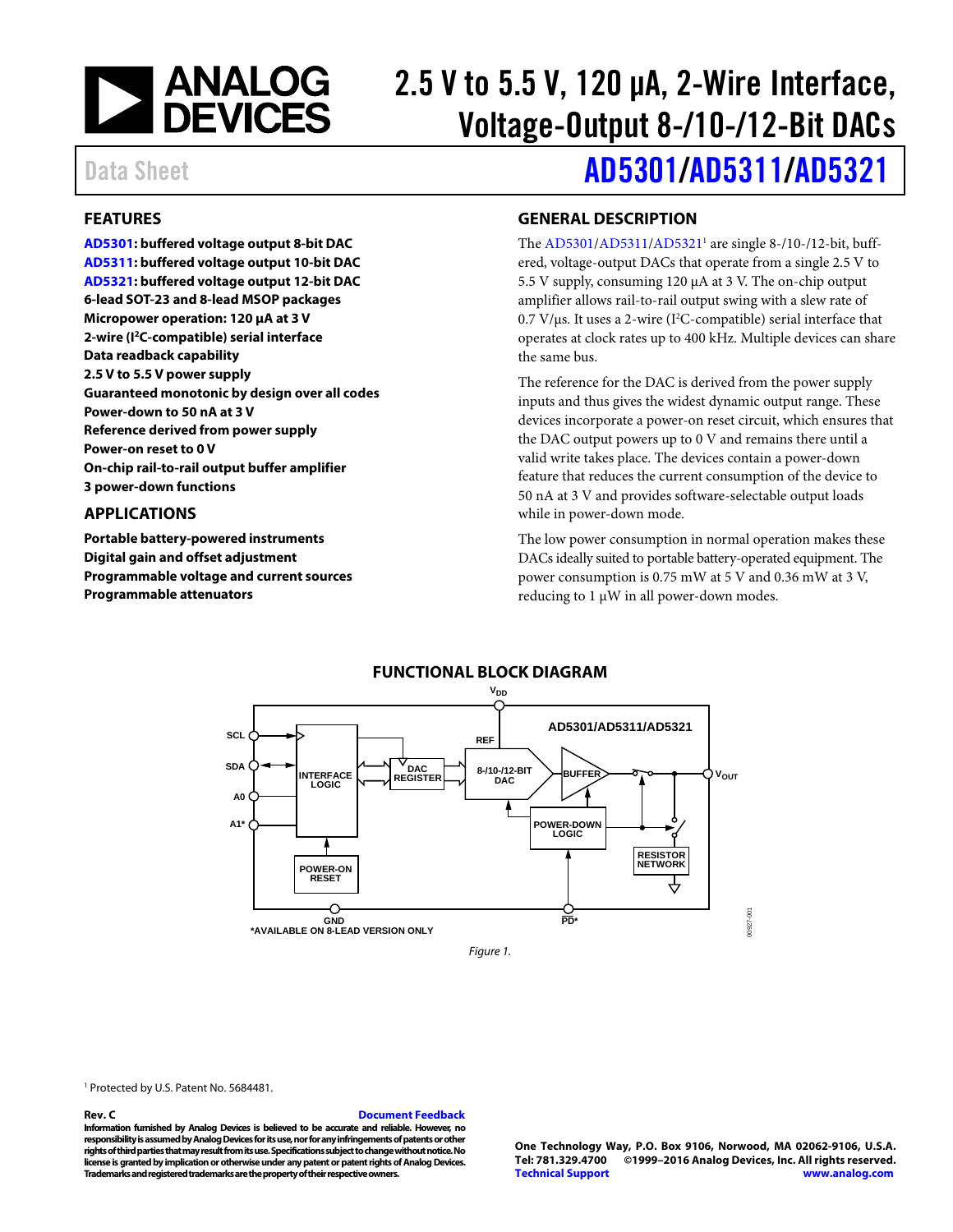# 2.5 V to 5.5 V, 120 µA, 2-Wire Interface, Voltage-Output 8-/10-/12-Bit DACs

Data Sheet

# AD5301/AD5311/AD5321

## FEATURES

**AD5301: buffered voltage output 8-bit DAC**
**AD5311: buffered voltage output 10-bit DAC**
**AD5321: buffered voltage output 12-bit DAC**
**6-lead SOT-23 and 8-lead MSOP packages**
**Micropower operation: 120 µA at 3 V**
**2-wire (I²C-compatible) serial interface**
**Data readback capability**
**2.5 V to 5.5 V power supply**
**Guaranteed monotonic by design over all codes**
**Power-down to 50 nA at 3 V**
**Reference derived from power supply**
**Power-on reset to 0 V**
**On-chip rail-to-rail output buffer amplifier**
**3 power-down functions**

## APPLICATIONS

**Portable battery-powered instruments**
**Digital gain and offset adjustment**
**Programmable voltage and current sources**
**Programmable attenuators**

## GENERAL DESCRIPTION

The AD5301/AD5311/AD5321[1] are single 8-/10-/12-bit, buffered, voltage-output DACs that operate from a single 2.5 V to 5.5 V supply, consuming 120 µA at 3 V. The on-chip output amplifier allows rail-to-rail output swing with a slew rate of 0.7 V/µs. It uses a 2-wire (I²C-compatible) serial interface that operates at clock rates up to 400 kHz. Multiple devices can share the same bus.

The reference for the DAC is derived from the power supply inputs and thus gives the widest dynamic output range. These devices incorporate a power-on reset circuit, which ensures that the DAC output powers up to 0 V and remains there until a valid write takes place. The devices contain a power-down feature that reduces the current consumption of the device to 50 nA at 3 V and provides software-selectable output loads while in power-down mode.

The low power consumption in normal operation makes these DACs ideally suited to portable battery-operated equipment. The power consumption is 0.75 mW at 5 V and 0.36 mW at 3 V, reducing to 1 µW in all power-down modes.

## FUNCTIONAL BLOCK DIAGRAM

*Figure 1.*

[1] Protected by U.S. Patent No. 5684481.

Rev. C

Information furnished by Analog Devices is believed to be accurate and reliable. However, no responsibility is assumed by Analog Devices for its use, nor for any infringements of patents or other rights of third parties that may result from its use. Specifications subject to change without notice. No license is granted by implication or otherwise under any patent or patent rights of Analog Devices. Trademarks and registered trademarks are the property of their respective owners.

One Technology Way, P.O. Box 9106, Norwood, MA 02062-9106, U.S.A.
Tel: 781.329.4700 ©1999–2016 Analog Devices, Inc. All rights reserved.
Technical Support www.analog.com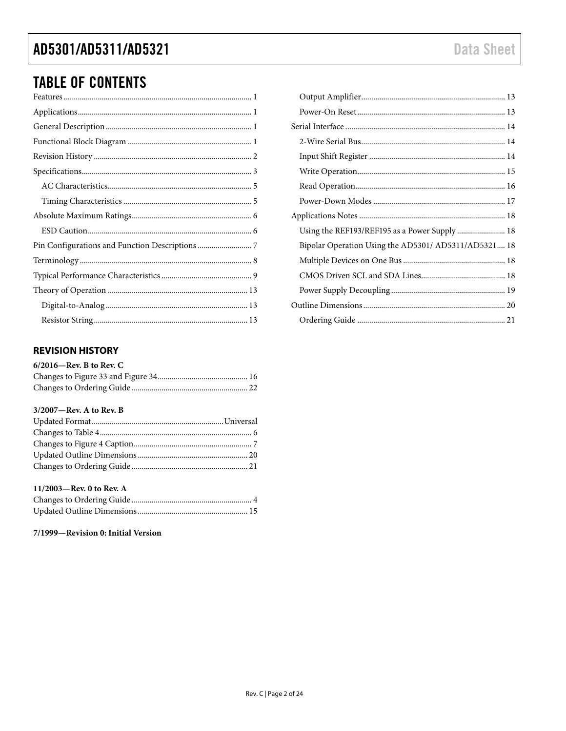## TABLE OF CONTENTS

Features ... 1
Applications ... 1
General Description ... 1
Functional Block Diagram ... 1
Revision History ... 2
Specifications ... 3
  AC Characteristics ... 5
  Timing Characteristics ... 5
Absolute Maximum Ratings ... 6
  ESD Caution ... 6
Pin Configurations and Function Descriptions ... 7
Terminology ... 8
Typical Performance Characteristics ... 9
Theory of Operation ... 13
  Digital-to-Analog ... 13
  Resistor String ... 13
  Output Amplifier ... 13
  Power-On Reset ... 13
Serial Interface ... 14
  2-Wire Serial Bus ... 14
  Input Shift Register ... 14
  Write Operation ... 15
  Read Operation ... 16
  Power-Down Modes ... 17
Applications Notes ... 18
  Using the REF193/REF195 as a Power Supply ... 18
  Bipolar Operation Using the AD5301/ AD5311/AD5321 ... 18
  Multiple Devices on One Bus ... 18
  CMOS Driven SCL and SDA Lines ... 18
  Power Supply Decoupling ... 19
Outline Dimensions ... 20
  Ordering Guide ... 21

### REVISION HISTORY

**6/2016—Rev. B to Rev. C**

Changes to Figure 33 and Figure 34 ... 16
Changes to Ordering Guide ... 22

**3/2007—Rev. A to Rev. B**

Updated Format ... Universal
Changes to Table 4 ... 6
Changes to Figure 4 Caption ... 7
Updated Outline Dimensions ... 20
Changes to Ordering Guide ... 21

**11/2003—Rev. 0 to Rev. A**

Changes to Ordering Guide ... 4
Updated Outline Dimensions ... 15

**7/1999—Revision 0: Initial Version**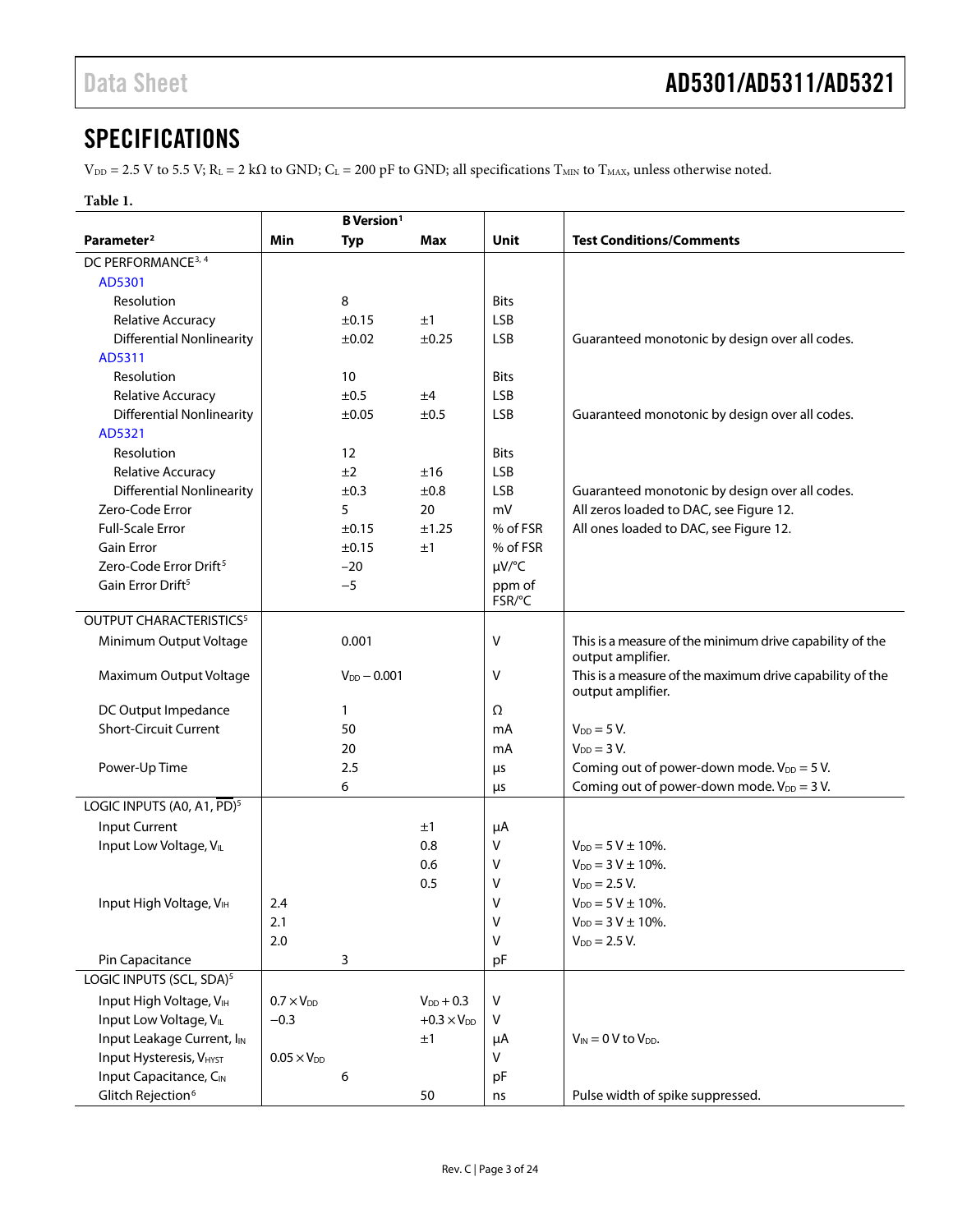# SPECIFICATIONS

$V_{DD}$ = 2.5 V to 5.5 V; $R_L$ = 2 kΩ to GND; $C_L$ = 200 pF to GND; all specifications $T_{MIN}$ to $T_{MAX}$, unless otherwise noted.

**Table 1.**

| | B Version[1] | | | | |
|---|---|---|---|---|---|
| **Parameter[2]** | **Min** | **Typ** | **Max** | **Unit** | **Test Conditions/Comments** |
| DC PERFORMANCE[3, 4] | | | | | |
| AD5301 | | | | | |
| Resolution | | 8 | | Bits | |
| Relative Accuracy | | ±0.15 | ±1 | LSB | |
| Differential Nonlinearity | | ±0.02 | ±0.25 | LSB | Guaranteed monotonic by design over all codes. |
| AD5311 | | | | | |
| Resolution | | 10 | | Bits | |
| Relative Accuracy | | ±0.5 | ±4 | LSB | |
| Differential Nonlinearity | | ±0.05 | ±0.5 | LSB | Guaranteed monotonic by design over all codes. |
| AD5321 | | | | | |
| Resolution | | 12 | | Bits | |
| Relative Accuracy | | ±2 | ±16 | LSB | |
| Differential Nonlinearity | | ±0.3 | ±0.8 | LSB | Guaranteed monotonic by design over all codes. |
| Zero-Code Error | | 5 | 20 | mV | All zeros loaded to DAC, see Figure 12. |
| Full-Scale Error | | ±0.15 | ±1.25 | % of FSR | All ones loaded to DAC, see Figure 12. |
| Gain Error | | ±0.15 | ±1 | % of FSR | |
| Zero-Code Error Drift[5] | | −20 | | μV/°C | |
| Gain Error Drift[5] | | −5 | | ppm of FSR/°C | |
| OUTPUT CHARACTERISTICS[5] | | | | | |
| Minimum Output Voltage | | 0.001 | | V | This is a measure of the minimum drive capability of the output amplifier. |
| Maximum Output Voltage | | $V_{DD}$ − 0.001 | | V | This is a measure of the maximum drive capability of the output amplifier. |
| DC Output Impedance | | 1 | | Ω | |
| Short-Circuit Current | | 50 | | mA | $V_{DD}$ = 5 V. |
| | | 20 | | mA | $V_{DD}$ = 3 V. |
| Power-Up Time | | 2.5 | | μs | Coming out of power-down mode. $V_{DD}$ = 5 V. |
| | | 6 | | μs | Coming out of power-down mode. $V_{DD}$ = 3 V. |
| LOGIC INPUTS (A0, A1, $\overline{PD}$)[5] | | | | | |
| Input Current | | | ±1 | μA | |
| Input Low Voltage, $V_{IL}$ | | | 0.8 | V | $V_{DD}$ = 5 V ± 10%. |
| | | | 0.6 | V | $V_{DD}$ = 3 V ± 10%. |
| | | | 0.5 | V | $V_{DD}$ = 2.5 V. |
| Input High Voltage, $V_{IH}$ | 2.4 | | | V | $V_{DD}$ = 5 V ± 10%. |
| | 2.1 | | | V | $V_{DD}$ = 3 V ± 10%. |
| | 2.0 | | | V | $V_{DD}$ = 2.5 V. |
| Pin Capacitance | | 3 | | pF | |
| LOGIC INPUTS (SCL, SDA)[5] | | | | | |
| Input High Voltage, $V_{IH}$ | 0.7 × $V_{DD}$ | | $V_{DD}$ + 0.3 | V | |
| Input Low Voltage, $V_{IL}$ | −0.3 | | +0.3 × $V_{DD}$ | V | |
| Input Leakage Current, $I_{IN}$ | | | ±1 | μA | $V_{IN}$ = 0 V to $V_{DD}$. |
| Input Hysteresis, $V_{HYST}$ | 0.05 × $V_{DD}$ | | | V | |
| Input Capacitance, $C_{IN}$ | | 6 | | pF | |
| Glitch Rejection[6] | | | 50 | ns | Pulse width of spike suppressed. |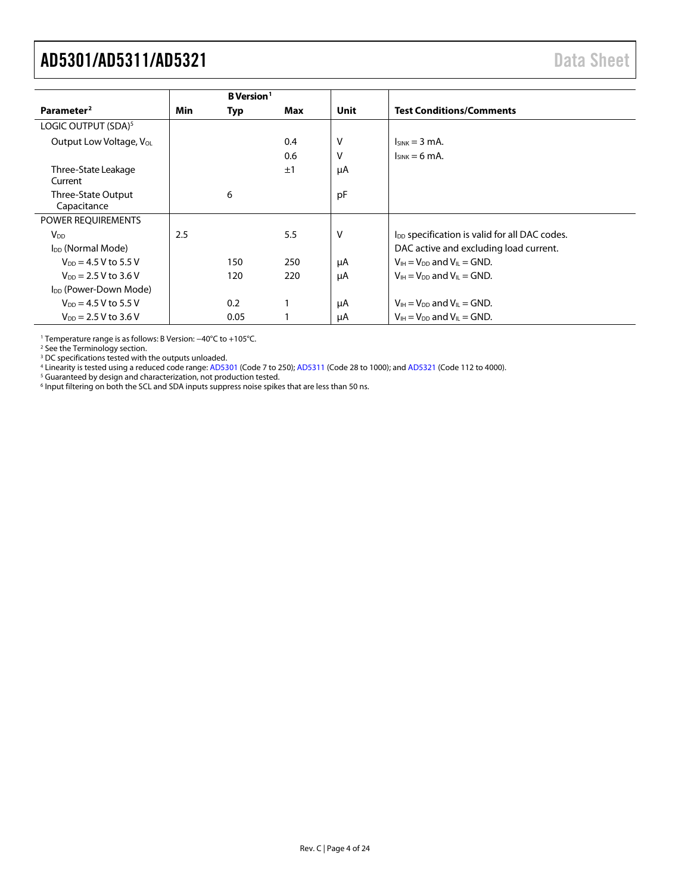| Parameter[2] | B Version[1] | | | Unit | Test Conditions/Comments |
|---|---|---|---|---|---|
| | Min | Typ | Max | | |
| LOGIC OUTPUT (SDA)[5] | | | | | |
| Output Low Voltage, $V_{OL}$ | | | 0.4 | V | $I_{SINK}$ = 3 mA. |
| | | | 0.6 | V | $I_{SINK}$ = 6 mA. |
| Three-State Leakage Current | | | ±1 | µA | |
| Three-State Output Capacitance | | 6 | | pF | |
| POWER REQUIREMENTS | | | | | |
| $V_{DD}$ | 2.5 | | 5.5 | V | $I_{DD}$ specification is valid for all DAC codes. |
| $I_{DD}$ (Normal Mode) | | | | | DAC active and excluding load current. |
| $V_{DD}$ = 4.5 V to 5.5 V | | 150 | 250 | µA | $V_{IH}$ = $V_{DD}$ and $V_{IL}$ = GND. |
| $V_{DD}$ = 2.5 V to 3.6 V | | 120 | 220 | µA | $V_{IH}$ = $V_{DD}$ and $V_{IL}$ = GND. |
| $I_{DD}$ (Power-Down Mode) | | | | | |
| $V_{DD}$ = 4.5 V to 5.5 V | | 0.2 | 1 | µA | $V_{IH}$ = $V_{DD}$ and $V_{IL}$ = GND. |
| $V_{DD}$ = 2.5 V to 3.6 V | | 0.05 | 1 | µA | $V_{IH}$ = $V_{DD}$ and $V_{IL}$ = GND. |

[1] Temperature range is as follows: B Version: −40°C to +105°C.
[2] See the Terminology section.
[3] DC specifications tested with the outputs unloaded.
[4] Linearity is tested using a reduced code range: AD5301 (Code 7 to 250); AD5311 (Code 28 to 1000); and AD5321 (Code 112 to 4000).
[5] Guaranteed by design and characterization, not production tested.
[6] Input filtering on both the SCL and SDA inputs suppress noise spikes that are less than 50 ns.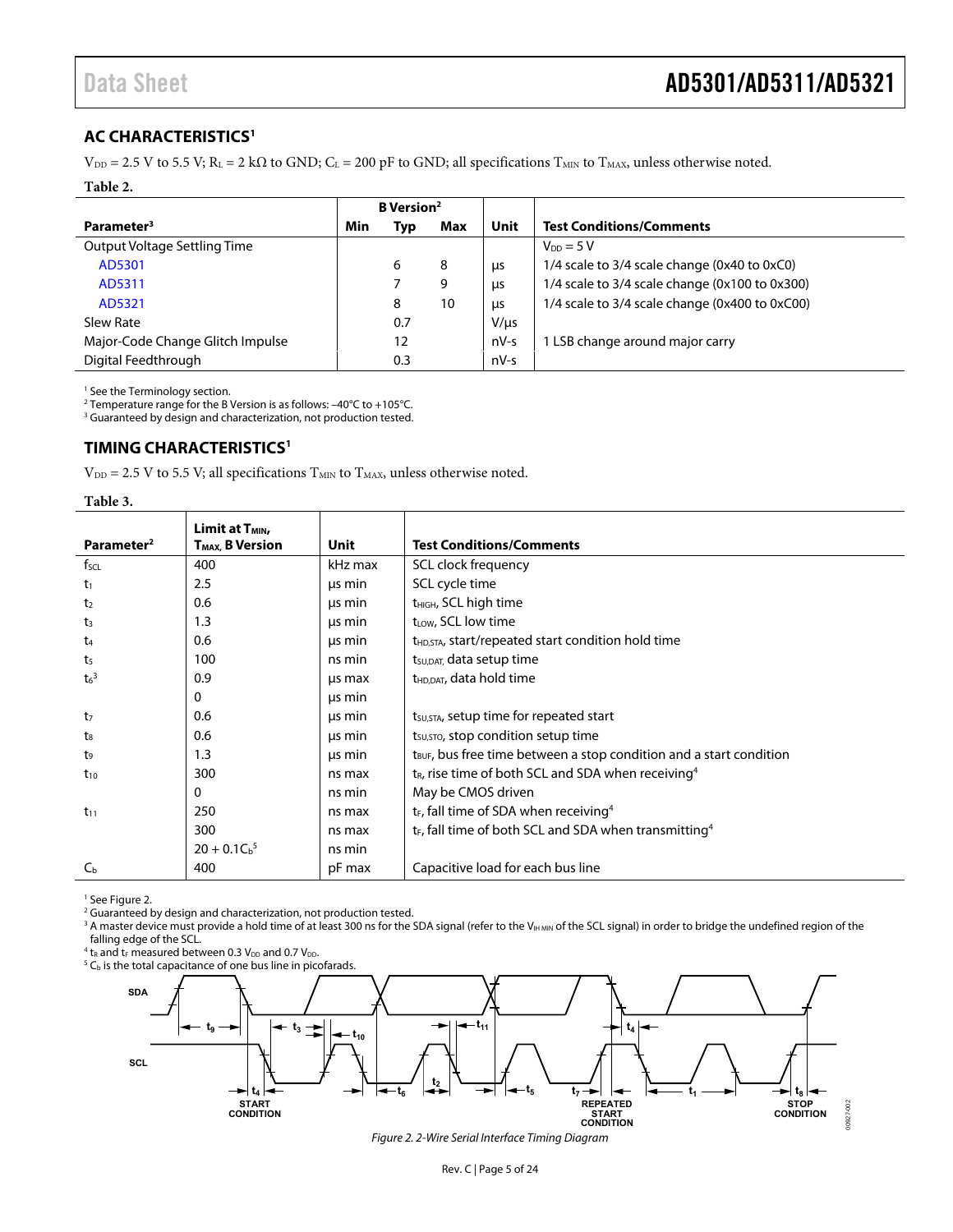## AC CHARACTERISTICS[1]

$V_{DD}$ = 2.5 V to 5.5 V; $R_L$ = 2 kΩ to GND; $C_L$ = 200 pF to GND; all specifications $T_{MIN}$ to $T_{MAX}$, unless otherwise noted.

**Table 2.**

| Parameter[3] | B Version[2] Min | Typ | Max | Unit | Test Conditions/Comments |
|---|---|---|---|---|---|
| Output Voltage Settling Time | | | | | $V_{DD}$ = 5 V |
| AD5301 | | 6 | 8 | µs | 1/4 scale to 3/4 scale change (0x40 to 0xC0) |
| AD5311 | | 7 | 9 | µs | 1/4 scale to 3/4 scale change (0x100 to 0x300) |
| AD5321 | | 8 | 10 | µs | 1/4 scale to 3/4 scale change (0x400 to 0xC00) |
| Slew Rate | | 0.7 | | V/µs | |
| Major-Code Change Glitch Impulse | | 12 | | nV-s | 1 LSB change around major carry |
| Digital Feedthrough | | 0.3 | | nV-s | |

[1] See the Terminology section.
[2] Temperature range for the B Version is as follows: −40°C to +105°C.
[3] Guaranteed by design and characterization, not production tested.

## TIMING CHARACTERISTICS[1]

$V_{DD}$ = 2.5 V to 5.5 V; all specifications $T_{MIN}$ to $T_{MAX}$, unless otherwise noted.

**Table 3.**

| Parameter[2] | Limit at $T_{MIN}$, $T_{MAX}$, B Version | Unit | Test Conditions/Comments |
|---|---|---|---|
| $f_{SCL}$ | 400 | kHz max | SCL clock frequency |
| $t_1$ | 2.5 | µs min | SCL cycle time |
| $t_2$ | 0.6 | µs min | $t_{HIGH}$, SCL high time |
| $t_3$ | 1.3 | µs min | $t_{LOW}$, SCL low time |
| $t_4$ | 0.6 | µs min | $t_{HD,STA}$, start/repeated start condition hold time |
| $t_5$ | 100 | ns min | $t_{SU,DAT}$, data setup time |
| $t_6$[3] | 0.9 | µs max | $t_{HD,DAT}$, data hold time |
| | 0 | µs min | |
| $t_7$ | 0.6 | µs min | $t_{SU,STA}$, setup time for repeated start |
| $t_8$ | 0.6 | µs min | $t_{SU,STO}$, stop condition setup time |
| $t_9$ | 1.3 | µs min | $t_{BUF}$, bus free time between a stop condition and a start condition |
| $t_{10}$ | 300 | ns max | $t_R$, rise time of both SCL and SDA when receiving[4] |
| | 0 | ns min | May be CMOS driven |
| $t_{11}$ | 250 | ns max | $t_F$, fall time of SDA when receiving[4] |
| | 300 | ns max | $t_F$, fall time of both SCL and SDA when transmitting[4] |
| | $20 + 0.1C_b$[5] | ns min | |
| $C_b$ | 400 | pF max | Capacitive load for each bus line |

[1] See Figure 2.
[2] Guaranteed by design and characterization, not production tested.
[3] A master device must provide a hold time of at least 300 ns for the SDA signal (refer to the $V_{IH\,MIN}$ of the SCL signal) in order to bridge the undefined region of the falling edge of the SCL.
[4] $t_R$ and $t_F$ measured between 0.3 $V_{DD}$ and 0.7 $V_{DD}$.
[5] $C_b$ is the total capacitance of one bus line in picofarads.

*Figure 2. 2-Wire Serial Interface Timing Diagram*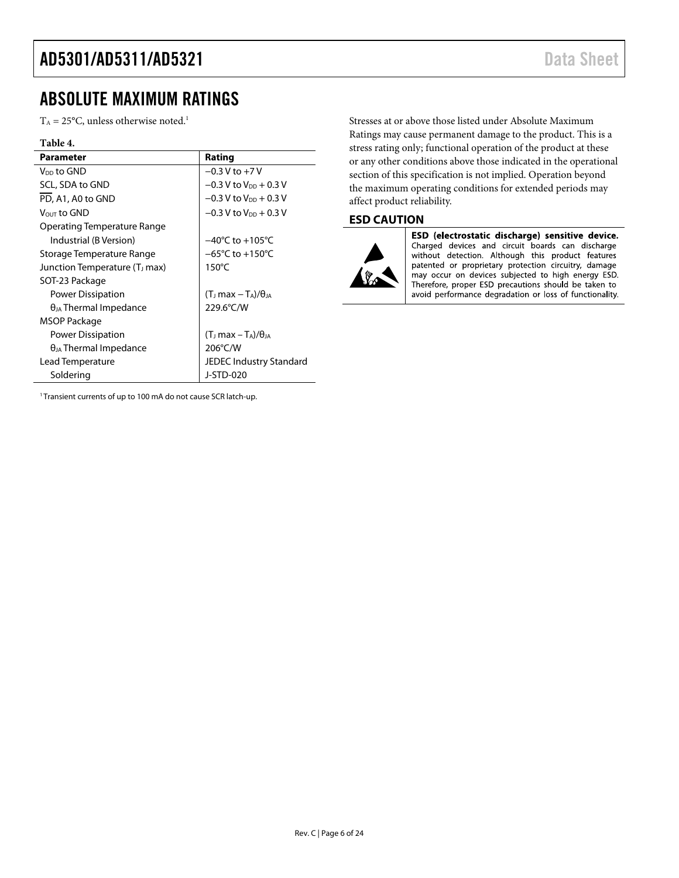# ABSOLUTE MAXIMUM RATINGS

$T_A$ = 25°C, unless otherwise noted.[1]

**Table 4.**

| Parameter | Rating |
|---|---|
| $V_{DD}$ to GND | −0.3 V to +7 V |
| SCL, SDA to GND | −0.3 V to $V_{DD}$ + 0.3 V |
| $\overline{PD}$, A1, A0 to GND | −0.3 V to $V_{DD}$ + 0.3 V |
| $V_{OUT}$ to GND | −0.3 V to $V_{DD}$ + 0.3 V |
| Operating Temperature Range | |
| Industrial (B Version) | −40°C to +105°C |
| Storage Temperature Range | −65°C to +150°C |
| Junction Temperature ($T_J$ max) | 150°C |
| SOT-23 Package | |
| Power Dissipation | $(T_J \max - T_A)/\theta_{JA}$ |
| $\theta_{JA}$ Thermal Impedance | 229.6°C/W |
| MSOP Package | |
| Power Dissipation | $(T_J \max - T_A)/\theta_{JA}$ |
| $\theta_{JA}$ Thermal Impedance | 206°C/W |
| Lead Temperature | JEDEC Industry Standard |
| Soldering | J-STD-020 |

[1] Transient currents of up to 100 mA do not cause SCR latch-up.

Stresses at or above those listed under Absolute Maximum Ratings may cause permanent damage to the product. This is a stress rating only; functional operation of the product at these or any other conditions above those indicated in the operational section of this specification is not implied. Operation beyond the maximum operating conditions for extended periods may affect product reliability.

## ESD CAUTION

**ESD (electrostatic discharge) sensitive device.** Charged devices and circuit boards can discharge without detection. Although this product features patented or proprietary protection circuitry, damage may occur on devices subjected to high energy ESD. Therefore, proper ESD precautions should be taken to avoid performance degradation or loss of functionality.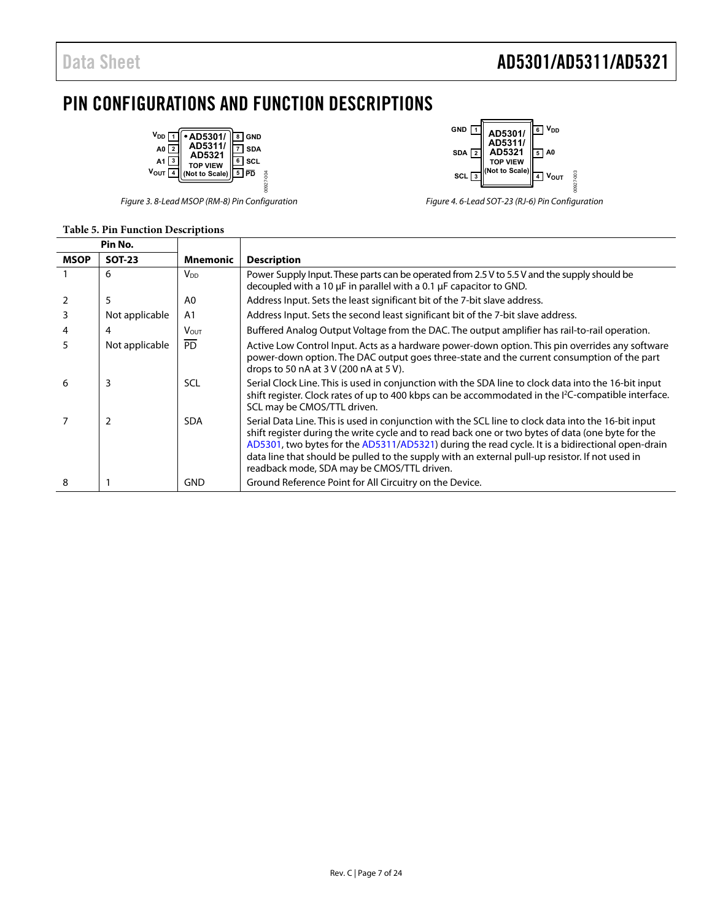# PIN CONFIGURATIONS AND FUNCTION DESCRIPTIONS

Figure 3. 8-Lead MSOP (RM-8) Pin Configuration

Figure 4. 6-Lead SOT-23 (RJ-6) Pin Configuration

**Table 5. Pin Function Descriptions**

| Pin No. | | | |
|---|---|---|---|
| **MSOP** | **SOT-23** | **Mnemonic** | **Description** |
| 1 | 6 | $V_{DD}$ | Power Supply Input. These parts can be operated from 2.5 V to 5.5 V and the supply should be decoupled with a 10 µF in parallel with a 0.1 µF capacitor to GND. |
| 2 | 5 | A0 | Address Input. Sets the least significant bit of the 7-bit slave address. |
| 3 | Not applicable | A1 | Address Input. Sets the second least significant bit of the 7-bit slave address. |
| 4 | 4 | $V_{OUT}$ | Buffered Analog Output Voltage from the DAC. The output amplifier has rail-to-rail operation. |
| 5 | Not applicable | $\overline{PD}$ | Active Low Control Input. Acts as a hardware power-down option. This pin overrides any software power-down option. The DAC output goes three-state and the current consumption of the part drops to 50 nA at 3 V (200 nA at 5 V). |
| 6 | 3 | SCL | Serial Clock Line. This is used in conjunction with the SDA line to clock data into the 16-bit input shift register. Clock rates of up to 400 kbps can be accommodated in the I²C-compatible interface. SCL may be CMOS/TTL driven. |
| 7 | 2 | SDA | Serial Data Line. This is used in conjunction with the SCL line to clock data into the 16-bit input shift register during the write cycle and to read back one or two bytes of data (one byte for the AD5301, two bytes for the AD5311/AD5321) during the read cycle. It is a bidirectional open-drain data line that should be pulled to the supply with an external pull-up resistor. If not used in readback mode, SDA may be CMOS/TTL driven. |
| 8 | 1 | GND | Ground Reference Point for All Circuitry on the Device. |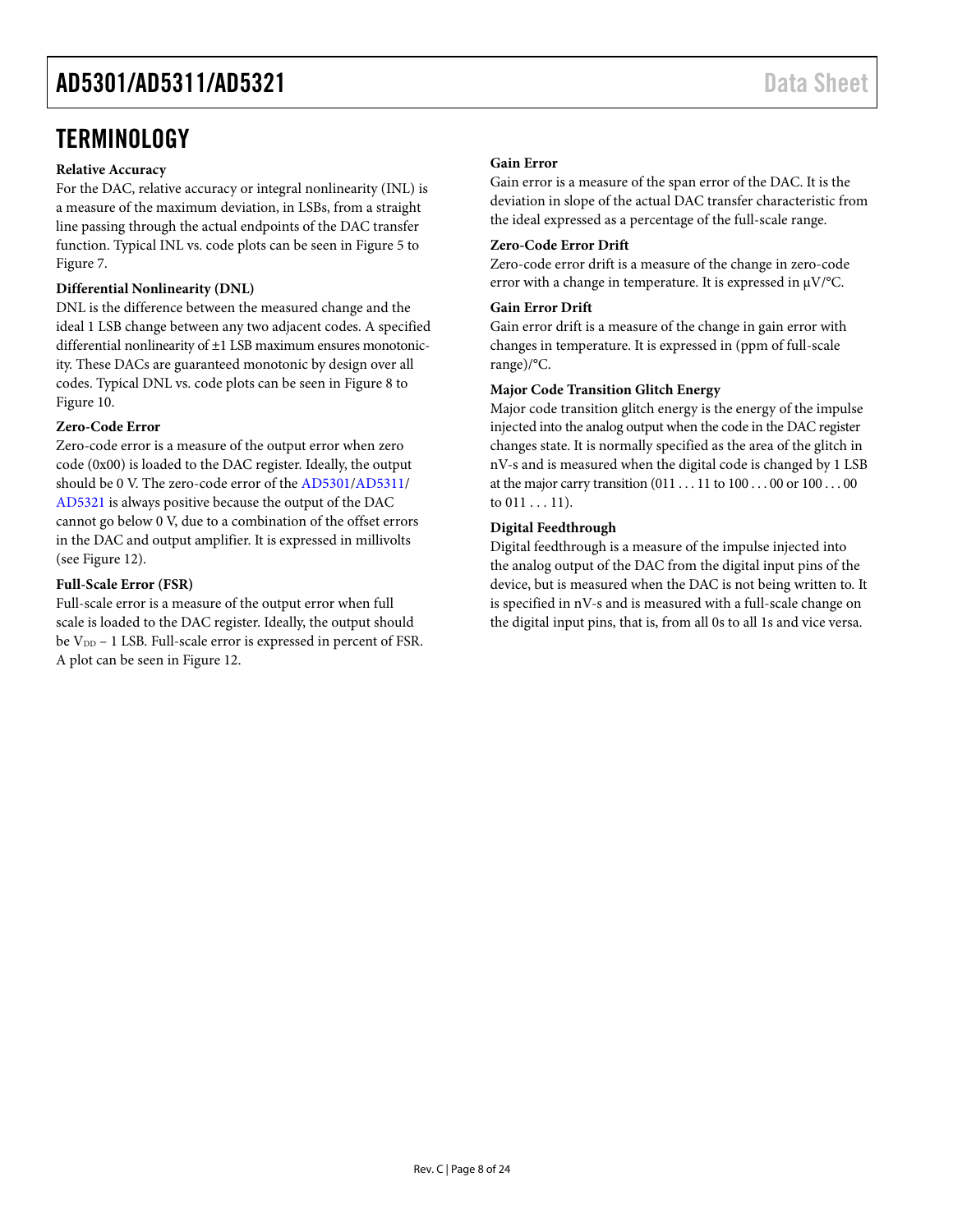# TERMINOLOGY

**Relative Accuracy**

For the DAC, relative accuracy or integral nonlinearity (INL) is a measure of the maximum deviation, in LSBs, from a straight line passing through the actual endpoints of the DAC transfer function. Typical INL vs. code plots can be seen in Figure 5 to Figure 7.

**Differential Nonlinearity (DNL)**

DNL is the difference between the measured change and the ideal 1 LSB change between any two adjacent codes. A specified differential nonlinearity of ±1 LSB maximum ensures monotonicity. These DACs are guaranteed monotonic by design over all codes. Typical DNL vs. code plots can be seen in Figure 8 to Figure 10.

**Zero-Code Error**

Zero-code error is a measure of the output error when zero code (0x00) is loaded to the DAC register. Ideally, the output should be 0 V. The zero-code error of the AD5301/AD5311/AD5321 is always positive because the output of the DAC cannot go below 0 V, due to a combination of the offset errors in the DAC and output amplifier. It is expressed in millivolts (see Figure 12).

**Full-Scale Error (FSR)**

Full-scale error is a measure of the output error when full scale is loaded to the DAC register. Ideally, the output should be $V_{DD}$ − 1 LSB. Full-scale error is expressed in percent of FSR. A plot can be seen in Figure 12.

**Gain Error**

Gain error is a measure of the span error of the DAC. It is the deviation in slope of the actual DAC transfer characteristic from the ideal expressed as a percentage of the full-scale range.

**Zero-Code Error Drift**

Zero-code error drift is a measure of the change in zero-code error with a change in temperature. It is expressed in μV/°C.

**Gain Error Drift**

Gain error drift is a measure of the change in gain error with changes in temperature. It is expressed in (ppm of full-scale range)/°C.

**Major Code Transition Glitch Energy**

Major code transition glitch energy is the energy of the impulse injected into the analog output when the code in the DAC register changes state. It is normally specified as the area of the glitch in nV-s and is measured when the digital code is changed by 1 LSB at the major carry transition (011 . . . 11 to 100 . . . 00 or 100 . . . 00 to 011 . . . 11).

**Digital Feedthrough**

Digital feedthrough is a measure of the impulse injected into the analog output of the DAC from the digital input pins of the device, but is measured when the DAC is not being written to. It is specified in nV-s and is measured with a full-scale change on the digital input pins, that is, from all 0s to all 1s and vice versa.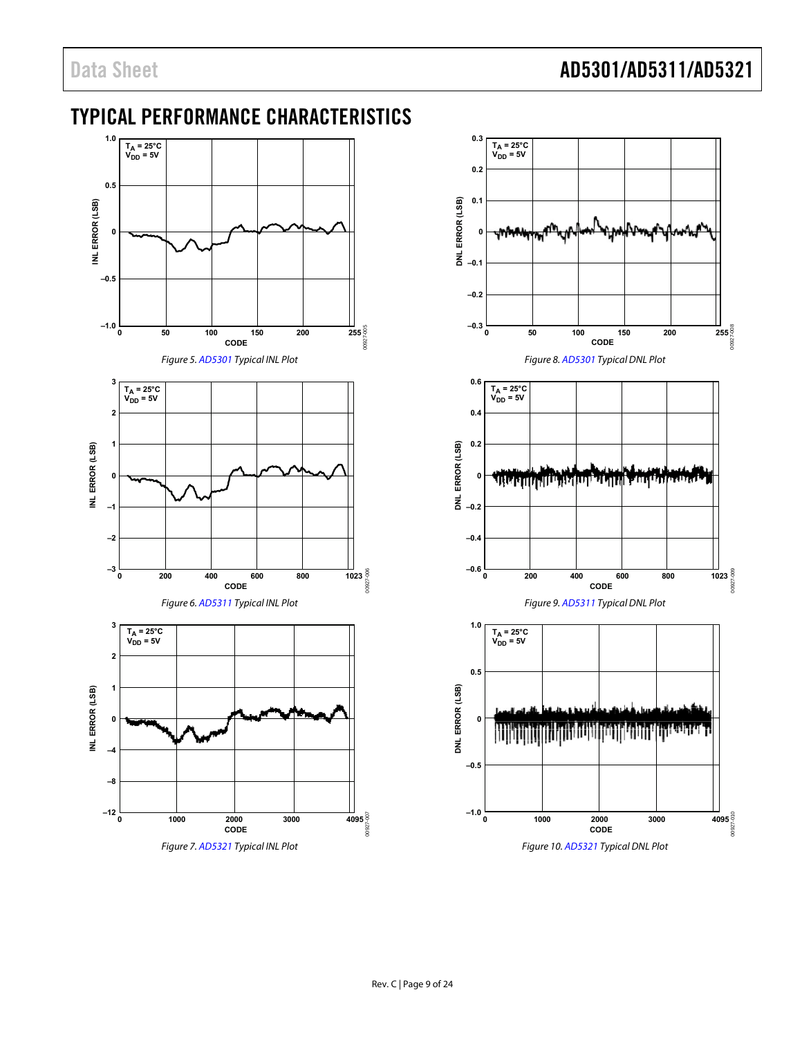# TYPICAL PERFORMANCE CHARACTERISTICS

Figure 5. AD5301 Typical INL Plot

Figure 6. AD5311 Typical INL Plot

Figure 7. AD5321 Typical INL Plot

Figure 8. AD5301 Typical DNL Plot

Figure 9. AD5311 Typical DNL Plot

Figure 10. AD5321 Typical DNL Plot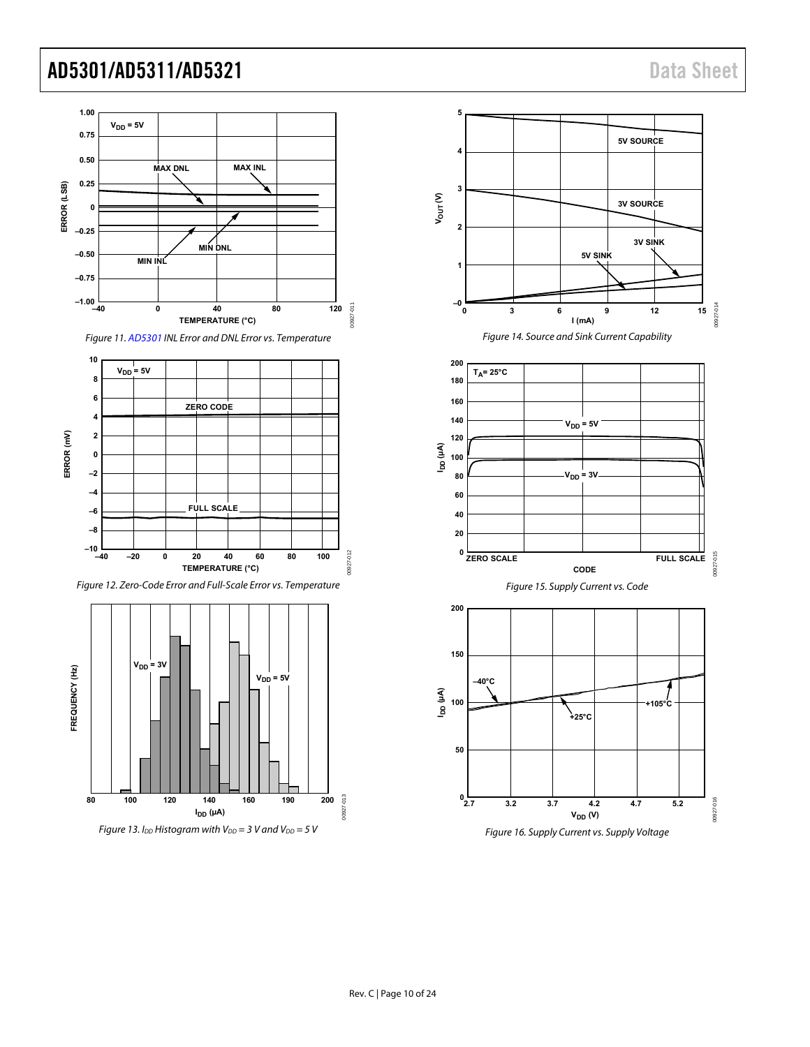Figure 11. AD5301 INL Error and DNL Error vs. Temperature

Figure 12. Zero-Code Error and Full-Scale Error vs. Temperature

Figure 13. $I_{DD}$ Histogram with $V_{DD}$ = 3 V and $V_{DD}$ = 5 V

Figure 14. Source and Sink Current Capability

Figure 15. Supply Current vs. Code

Figure 16. Supply Current vs. Supply Voltage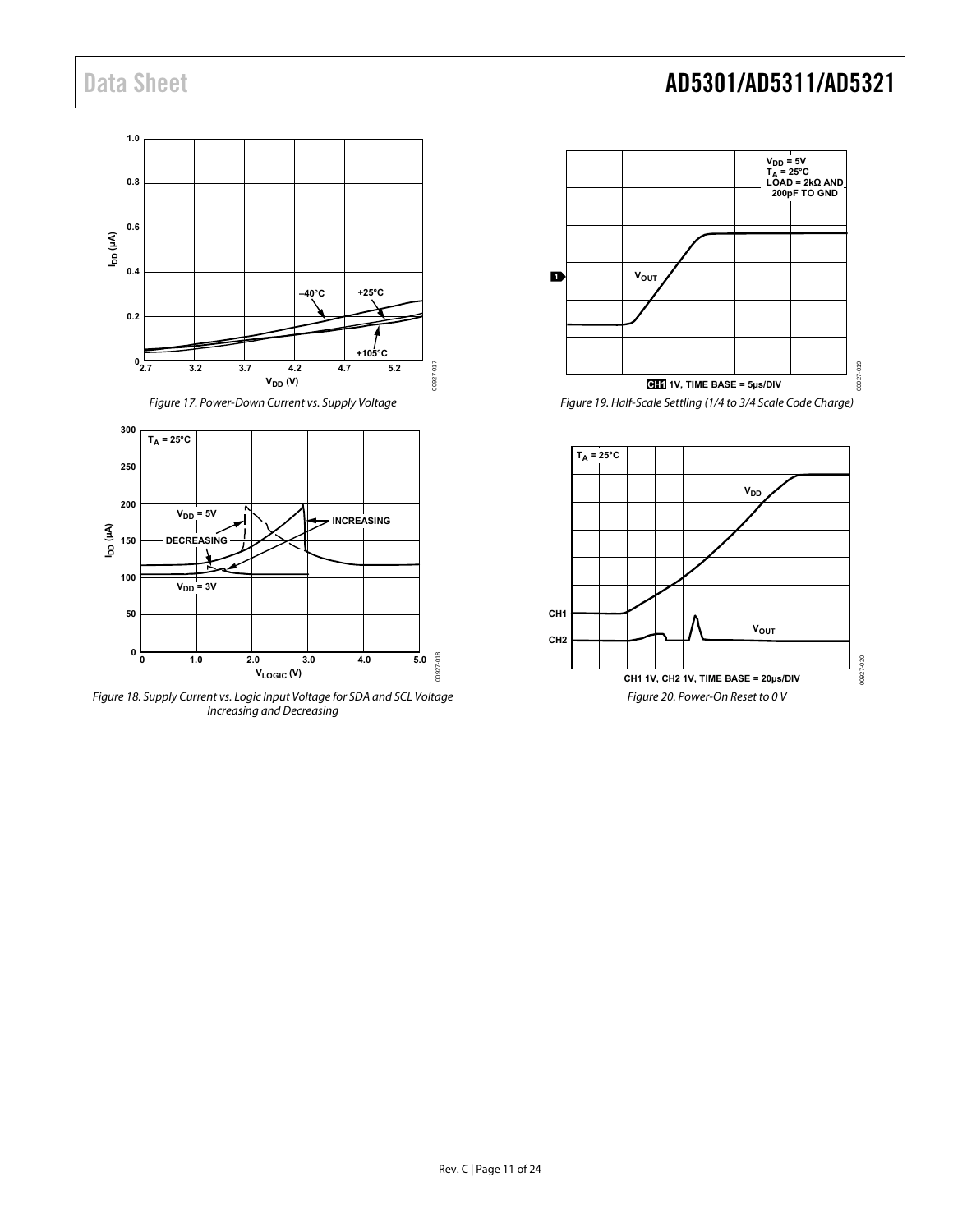Figure 17. Power-Down Current vs. Supply Voltage

Figure 18. Supply Current vs. Logic Input Voltage for SDA and SCL Voltage Increasing and Decreasing

Figure 19. Half-Scale Settling (1/4 to 3/4 Scale Code Charge)

Figure 20. Power-On Reset to 0 V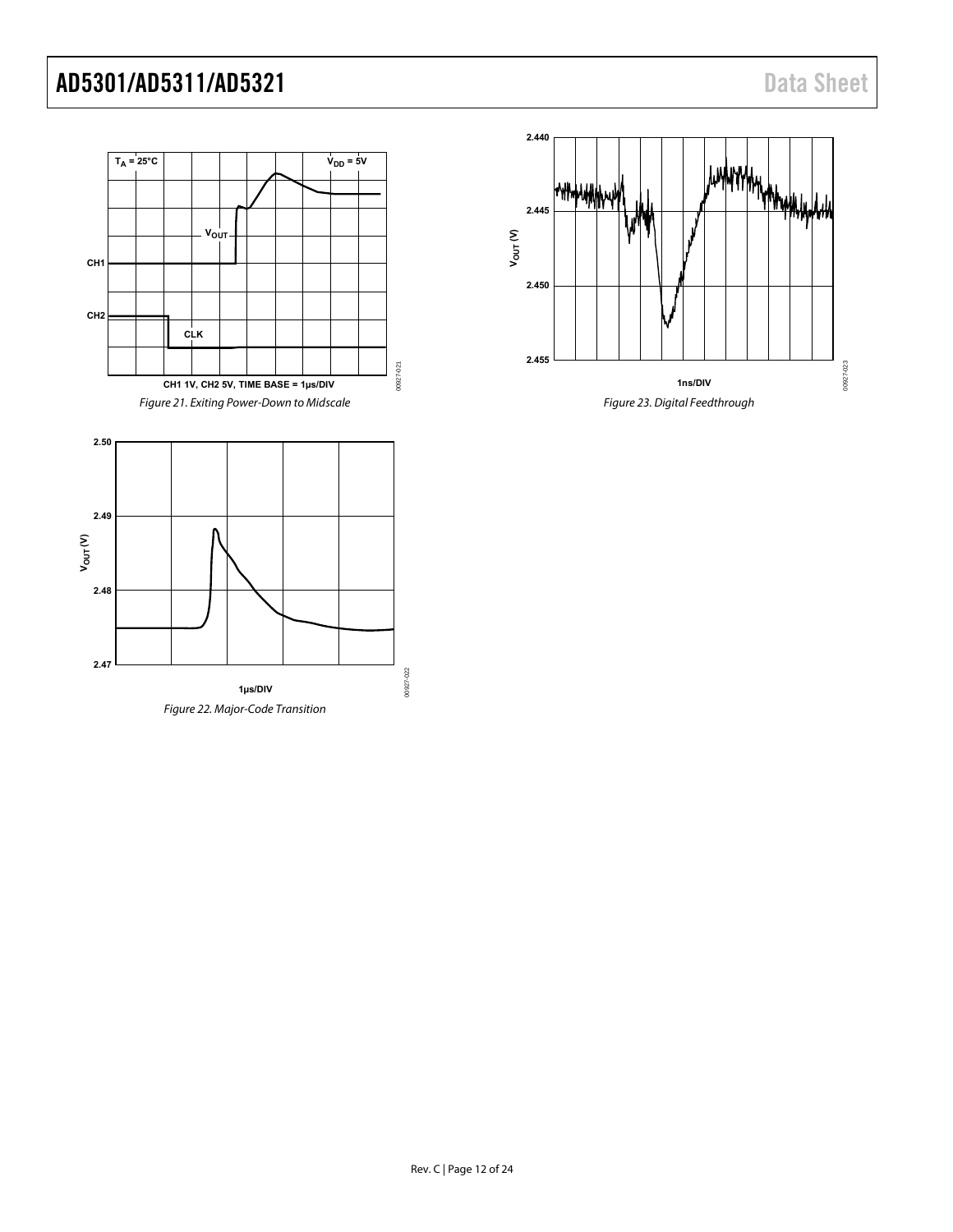Figure 21. Exiting Power-Down to Midscale

Figure 22. Major-Code Transition

Figure 23. Digital Feedthrough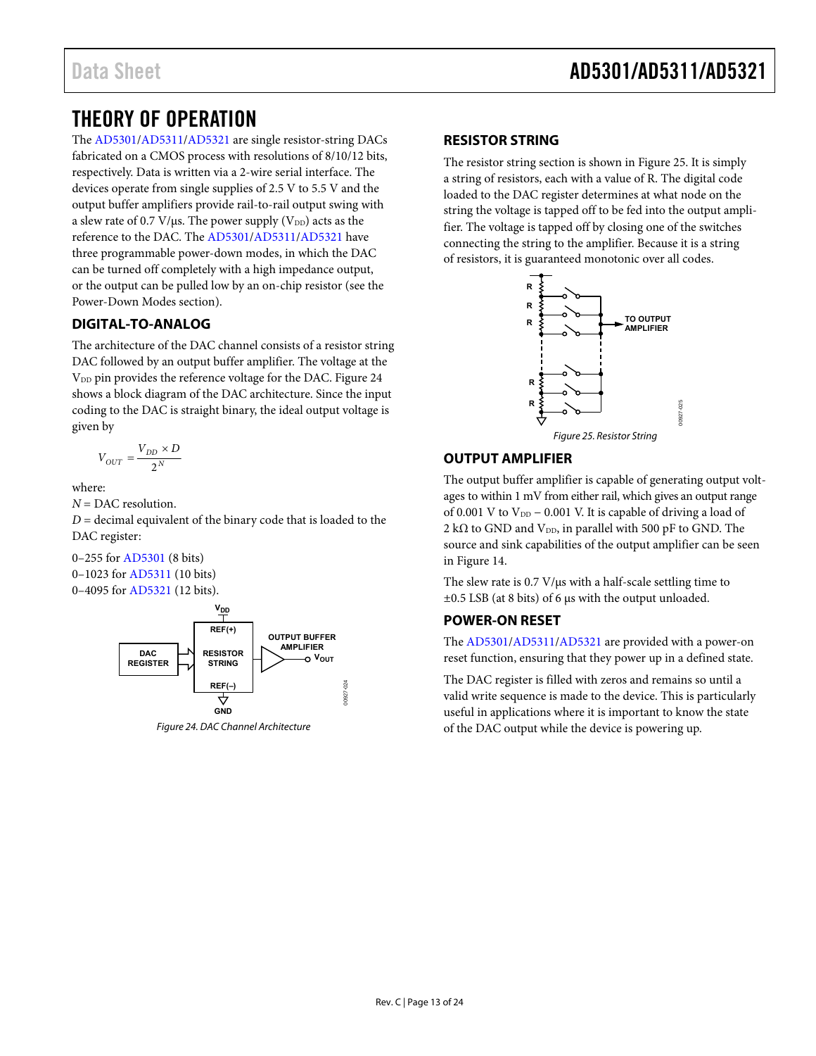# THEORY OF OPERATION

The AD5301/AD5311/AD5321 are single resistor-string DACs fabricated on a CMOS process with resolutions of 8/10/12 bits, respectively. Data is written via a 2-wire serial interface. The devices operate from single supplies of 2.5 V to 5.5 V and the output buffer amplifiers provide rail-to-rail output swing with a slew rate of 0.7 V/μs. The power supply ($V_{DD}$) acts as the reference to the DAC. The AD5301/AD5311/AD5321 have three programmable power-down modes, in which the DAC can be turned off completely with a high impedance output, or the output can be pulled low by an on-chip resistor (see the Power-Down Modes section).

## DIGITAL-TO-ANALOG

The architecture of the DAC channel consists of a resistor string DAC followed by an output buffer amplifier. The voltage at the $V_{DD}$ pin provides the reference voltage for the DAC. Figure 24 shows a block diagram of the DAC architecture. Since the input coding to the DAC is straight binary, the ideal output voltage is given by

$$V_{OUT} = \frac{V_{DD} \times D}{2^N}$$

where:
$N$ = DAC resolution.
$D$ = decimal equivalent of the binary code that is loaded to the DAC register:

0–255 for AD5301 (8 bits)
0–1023 for AD5311 (10 bits)
0–4095 for AD5321 (12 bits).

Figure 24. DAC Channel Architecture

## RESISTOR STRING

The resistor string section is shown in Figure 25. It is simply a string of resistors, each with a value of R. The digital code loaded to the DAC register determines at what node on the string the voltage is tapped off to be fed into the output amplifier. The voltage is tapped off by closing one of the switches connecting the string to the amplifier. Because it is a string of resistors, it is guaranteed monotonic over all codes.

Figure 25. Resistor String

## OUTPUT AMPLIFIER

The output buffer amplifier is capable of generating output voltages to within 1 mV from either rail, which gives an output range of 0.001 V to $V_{DD}$ − 0.001 V. It is capable of driving a load of 2 kΩ to GND and $V_{DD}$, in parallel with 500 pF to GND. The source and sink capabilities of the output amplifier can be seen in Figure 14.

The slew rate is 0.7 V/μs with a half-scale settling time to ±0.5 LSB (at 8 bits) of 6 μs with the output unloaded.

## POWER-ON RESET

The AD5301/AD5311/AD5321 are provided with a power-on reset function, ensuring that they power up in a defined state.

The DAC register is filled with zeros and remains so until a valid write sequence is made to the device. This is particularly useful in applications where it is important to know the state of the DAC output while the device is powering up.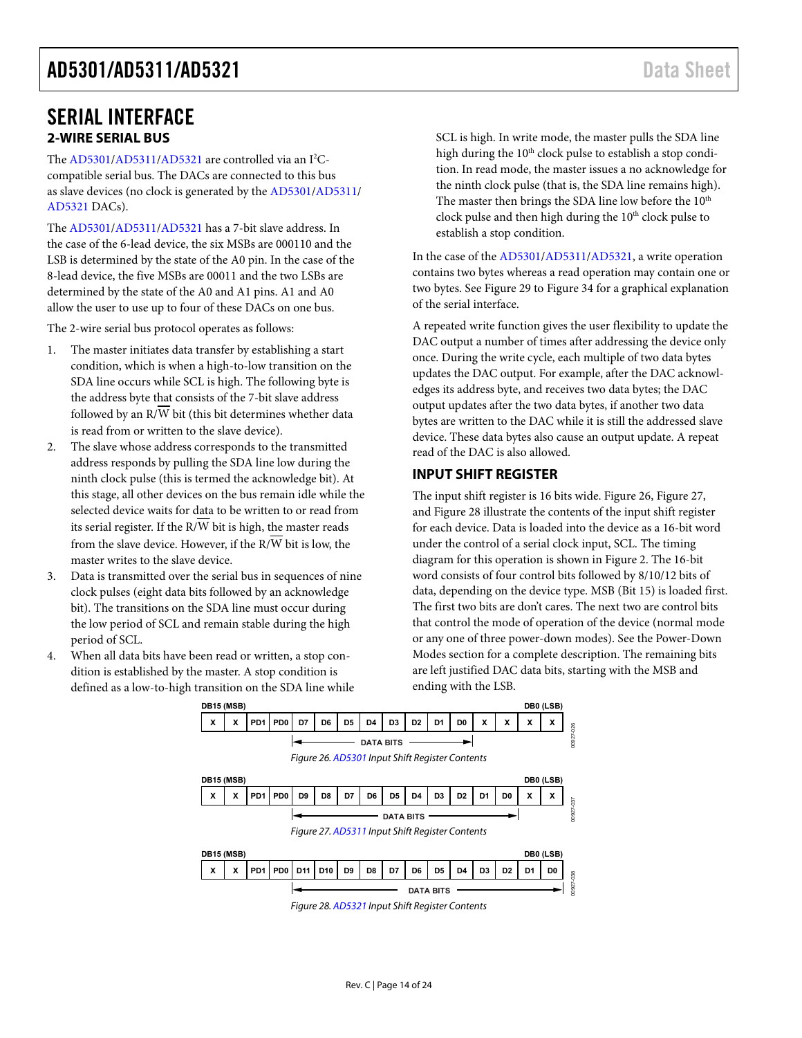# SERIAL INTERFACE

## 2-WIRE SERIAL BUS

The AD5301/AD5311/AD5321 are controlled via an I²C-compatible serial bus. The DACs are connected to this bus as slave devices (no clock is generated by the AD5301/AD5311/AD5321 DACs).

The AD5301/AD5311/AD5321 has a 7-bit slave address. In the case of the 6-lead device, the six MSBs are 000110 and the LSB is determined by the state of the A0 pin. In the case of the 8-lead device, the five MSBs are 00011 and the two LSBs are determined by the state of the A0 and A1 pins. A1 and A0 allow the user to use up to four of these DACs on one bus.

The 2-wire serial bus protocol operates as follows:

1. The master initiates data transfer by establishing a start condition, which is when a high-to-low transition on the SDA line occurs while SCL is high. The following byte is the address byte that consists of the 7-bit slave address followed by an R/$\overline{W}$ bit (this bit determines whether data is read from or written to the slave device).
2. The slave whose address corresponds to the transmitted address responds by pulling the SDA line low during the ninth clock pulse (this is termed the acknowledge bit). At this stage, all other devices on the bus remain idle while the selected device waits for data to be written to or read from its serial register. If the R/$\overline{W}$ bit is high, the master reads from the slave device. However, if the R/$\overline{W}$ bit is low, the master writes to the slave device.
3. Data is transmitted over the serial bus in sequences of nine clock pulses (eight data bits followed by an acknowledge bit). The transitions on the SDA line must occur during the low period of SCL and remain stable during the high period of SCL.
4. When all data bits have been read or written, a stop condition is established by the master. A stop condition is defined as a low-to-high transition on the SDA line while SCL is high. In write mode, the master pulls the SDA line high during the 10th clock pulse to establish a stop condition. In read mode, the master issues a no acknowledge for the ninth clock pulse (that is, the SDA line remains high). The master then brings the SDA line low before the 10th clock pulse and then high during the 10th clock pulse to establish a stop condition.

In the case of the AD5301/AD5311/AD5321, a write operation contains two bytes whereas a read operation may contain one or two bytes. See Figure 29 to Figure 34 for a graphical explanation of the serial interface.

A repeated write function gives the user flexibility to update the DAC output a number of times after addressing the device only once. During the write cycle, each multiple of two data bytes updates the DAC output. For example, after the DAC acknowledges its address byte, and receives two data bytes; the DAC output updates after the two data bytes, if another two data bytes are written to the DAC while it is still the addressed slave device. These data bytes also cause an output update. A repeat read of the DAC is also allowed.

## INPUT SHIFT REGISTER

The input shift register is 16 bits wide. Figure 26, Figure 27, and Figure 28 illustrate the contents of the input shift register for each device. Data is loaded into the device as a 16-bit word under the control of a serial clock input, SCL. The timing diagram for this operation is shown in Figure 2. The 16-bit word consists of four control bits followed by 8/10/12 bits of data, depending on the device type. MSB (Bit 15) is loaded first. The first two bits are don't cares. The next two are control bits that control the mode of operation of the device (normal mode or any one of three power-down modes). See the Power-Down Modes section for a complete description. The remaining bits are left justified DAC data bits, starting with the MSB and ending with the LSB.

| DB15 (MSB) | | | | | | | | | | | | | | | DB0 (LSB) |
|---|---|---|---|---|---|---|---|---|---|---|---|---|---|---|---|
| X | X | PD1 | PD0 | D7 | D6 | D5 | D4 | D3 | D2 | D1 | D0 | X | X | X | X |

DATA BITS: D7 to D0

Figure 26. AD5301 Input Shift Register Contents

| DB15 (MSB) | | | | | | | | | | | | | | | DB0 (LSB) |
|---|---|---|---|---|---|---|---|---|---|---|---|---|---|---|---|
| X | X | PD1 | PD0 | D9 | D8 | D7 | D6 | D5 | D4 | D3 | D2 | D1 | D0 | X | X |

DATA BITS: D9 to D0

Figure 27. AD5311 Input Shift Register Contents

| DB15 (MSB) | | | | | | | | | | | | | | | DB0 (LSB) |
|---|---|---|---|---|---|---|---|---|---|---|---|---|---|---|---|
| X | X | PD1 | PD0 | D11 | D10 | D9 | D8 | D7 | D6 | D5 | D4 | D3 | D2 | D1 | D0 |

DATA BITS: D11 to D0

Figure 28. AD5321 Input Shift Register Contents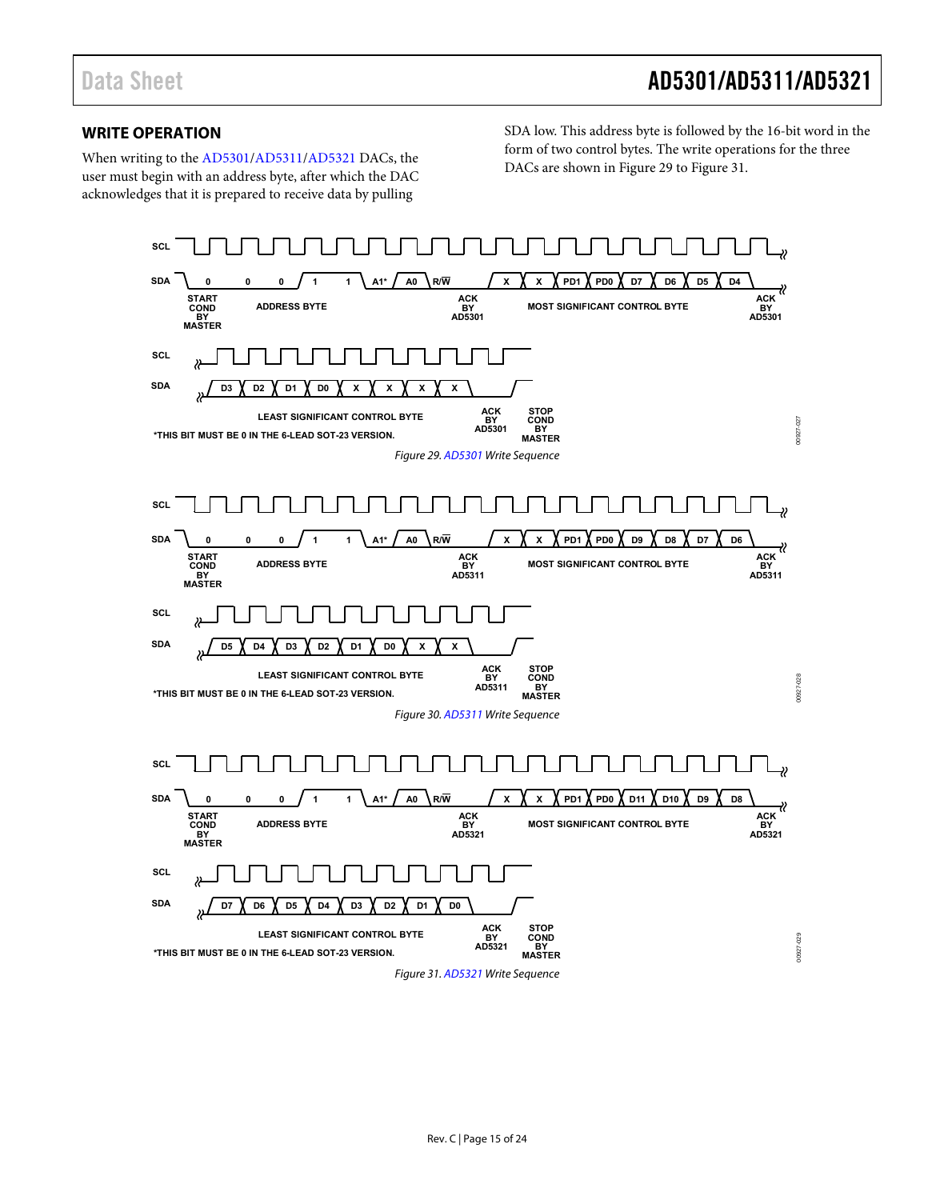## WRITE OPERATION

When writing to the AD5301/AD5311/AD5321 DACs, the user must begin with an address byte, after which the DAC acknowledges that it is prepared to receive data by pulling SDA low. This address byte is followed by the 16-bit word in the form of two control bytes. The write operations for the three DACs are shown in Figure 29 to Figure 31.

*THIS BIT MUST BE 0 IN THE 6-LEAD SOT-23 VERSION.

*Figure 29. AD5301 Write Sequence*

*THIS BIT MUST BE 0 IN THE 6-LEAD SOT-23 VERSION.

*Figure 30. AD5311 Write Sequence*

*THIS BIT MUST BE 0 IN THE 6-LEAD SOT-23 VERSION.

*Figure 31. AD5321 Write Sequence*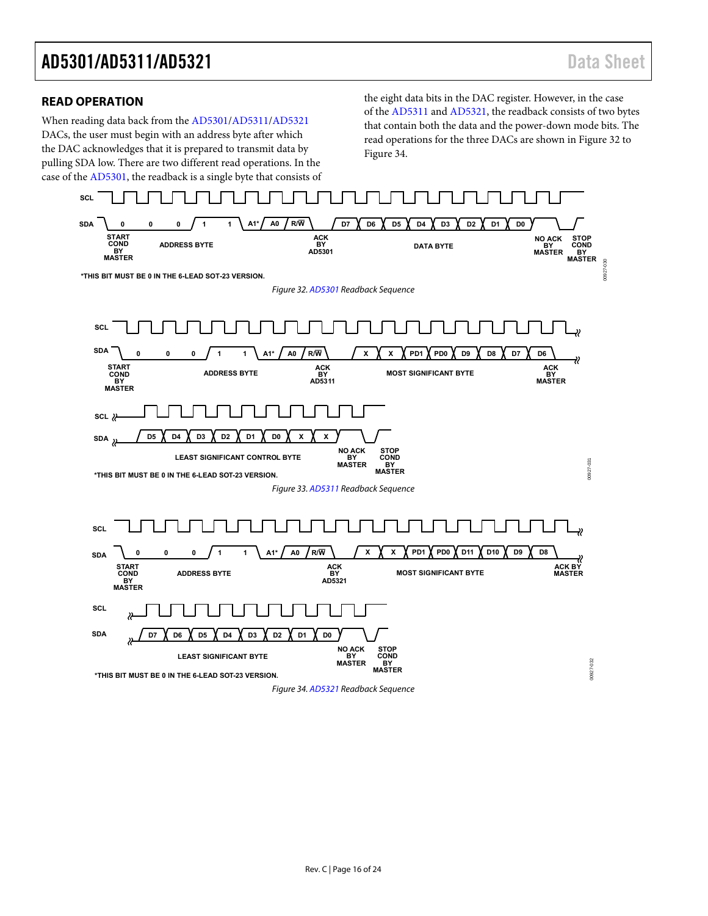## READ OPERATION

When reading data back from the AD5301/AD5311/AD5321 DACs, the user must begin with an address byte after which the DAC acknowledges that it is prepared to transmit data by pulling SDA low. There are two different read operations. In the case of the AD5301, the readback is a single byte that consists of the eight data bits in the DAC register. However, in the case of the AD5311 and AD5321, the readback consists of two bytes that contain both the data and the power-down mode bits. The read operations for the three DACs are shown in Figure 32 to Figure 34.

*THIS BIT MUST BE 0 IN THE 6-LEAD SOT-23 VERSION.

*Figure 32. AD5301 Readback Sequence*

*THIS BIT MUST BE 0 IN THE 6-LEAD SOT-23 VERSION.

*Figure 33. AD5311 Readback Sequence*

*THIS BIT MUST BE 0 IN THE 6-LEAD SOT-23 VERSION.

*Figure 34. AD5321 Readback Sequence*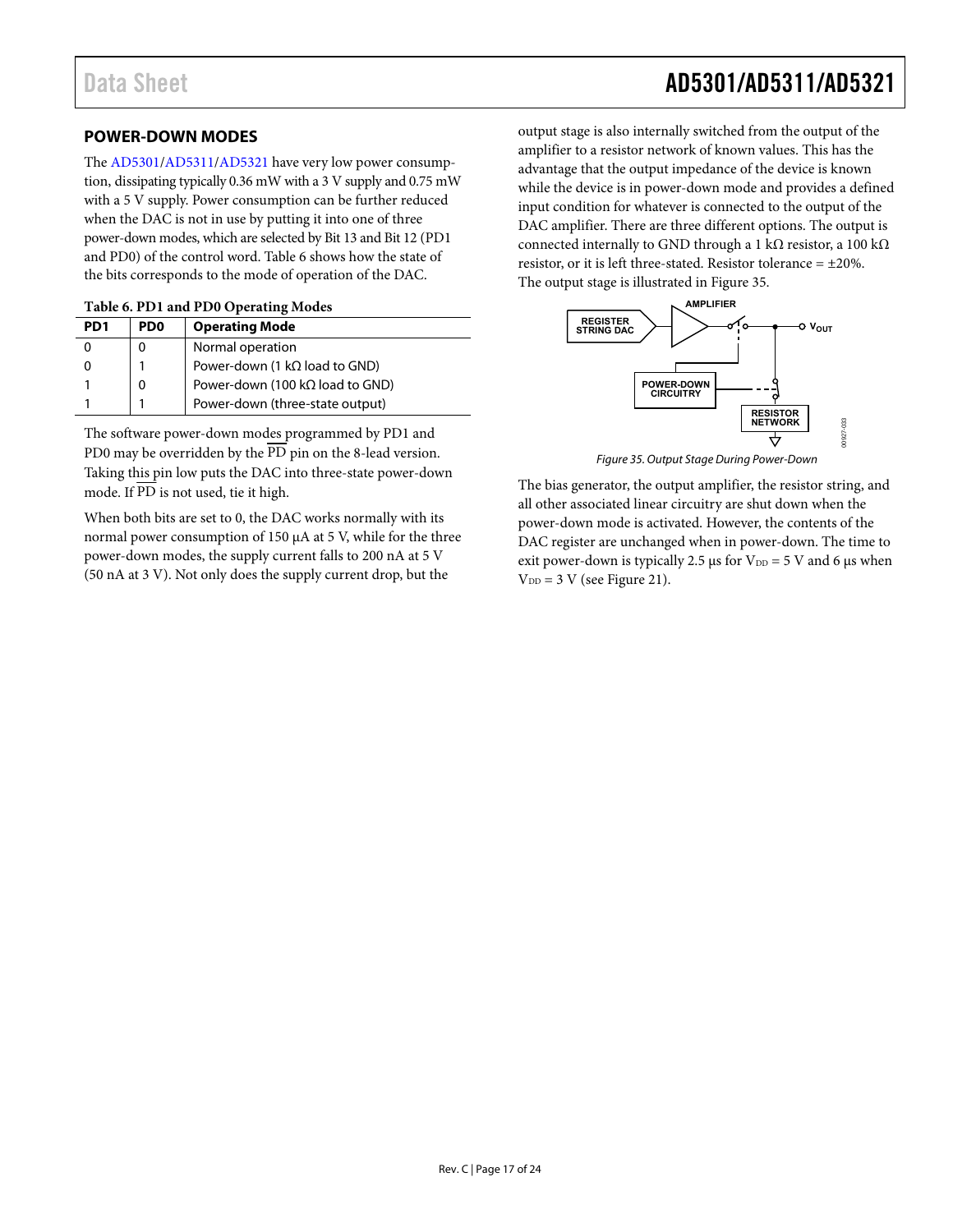## POWER-DOWN MODES

The AD5301/AD5311/AD5321 have very low power consumption, dissipating typically 0.36 mW with a 3 V supply and 0.75 mW with a 5 V supply. Power consumption can be further reduced when the DAC is not in use by putting it into one of three power-down modes, which are selected by Bit 13 and Bit 12 (PD1 and PD0) of the control word. Table 6 shows how the state of the bits corresponds to the mode of operation of the DAC.

**Table 6. PD1 and PD0 Operating Modes**

| PD1 | PD0 | Operating Mode |
|---|---|---|
| 0 | 0 | Normal operation |
| 0 | 1 | Power-down (1 kΩ load to GND) |
| 1 | 0 | Power-down (100 kΩ load to GND) |
| 1 | 1 | Power-down (three-state output) |

The software power-down modes programmed by PD1 and PD0 may be overridden by the $\overline{PD}$ pin on the 8-lead version. Taking this pin low puts the DAC into three-state power-down mode. If $\overline{PD}$ is not used, tie it high.

When both bits are set to 0, the DAC works normally with its normal power consumption of 150 µA at 5 V, while for the three power-down modes, the supply current falls to 200 nA at 5 V (50 nA at 3 V). Not only does the supply current drop, but the output stage is also internally switched from the output of the amplifier to a resistor network of known values. This has the advantage that the output impedance of the device is known while the device is in power-down mode and provides a defined input condition for whatever is connected to the output of the DAC amplifier. There are three different options. The output is connected internally to GND through a 1 kΩ resistor, a 100 kΩ resistor, or it is left three-stated. Resistor tolerance = ±20%. The output stage is illustrated in Figure 35.

*Figure 35. Output Stage During Power-Down*

The bias generator, the output amplifier, the resistor string, and all other associated linear circuitry are shut down when the power-down mode is activated. However, the contents of the DAC register are unchanged when in power-down. The time to exit power-down is typically 2.5 µs for $V_{DD}$ = 5 V and 6 µs when $V_{DD}$ = 3 V (see Figure 21).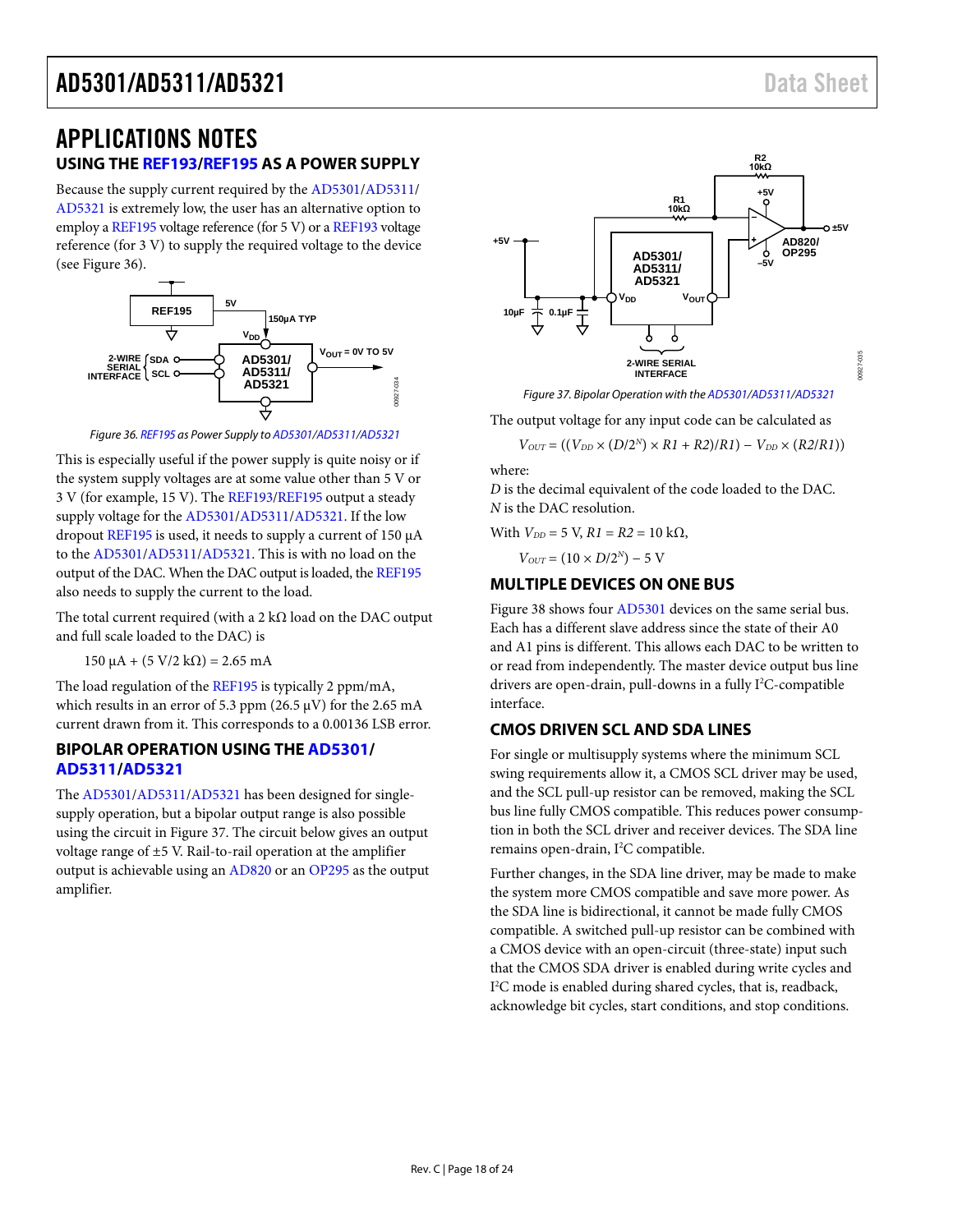# APPLICATIONS NOTES

## USING THE REF193/REF195 AS A POWER SUPPLY

Because the supply current required by the AD5301/AD5311/AD5321 is extremely low, the user has an alternative option to employ a REF195 voltage reference (for 5 V) or a REF193 voltage reference (for 3 V) to supply the required voltage to the device (see Figure 36).

*Figure 36. REF195 as Power Supply to AD5301/AD5311/AD5321*

This is especially useful if the power supply is quite noisy or if the system supply voltages are at some value other than 5 V or 3 V (for example, 15 V). The REF193/REF195 output a steady supply voltage for the AD5301/AD5311/AD5321. If the low dropout REF195 is used, it needs to supply a current of 150 µA to the AD5301/AD5311/AD5321. This is with no load on the output of the DAC. When the DAC output is loaded, the REF195 also needs to supply the current to the load.

The total current required (with a 2 kΩ load on the DAC output and full scale loaded to the DAC) is

$$150\ \mu A + (5\ V/2\ k\Omega) = 2.65\ mA$$

The load regulation of the REF195 is typically 2 ppm/mA, which results in an error of 5.3 ppm (26.5 µV) for the 2.65 mA current drawn from it. This corresponds to a 0.00136 LSB error.

## BIPOLAR OPERATION USING THE AD5301/AD5311/AD5321

The AD5301/AD5311/AD5321 has been designed for single-supply operation, but a bipolar output range is also possible using the circuit in Figure 37. The circuit below gives an output voltage range of ±5 V. Rail-to-rail operation at the amplifier output is achievable using an AD820 or an OP295 as the output amplifier.

*Figure 37. Bipolar Operation with the AD5301/AD5311/AD5321*

The output voltage for any input code can be calculated as

$$V_{OUT} = ((V_{DD} \times (D/2^N) \times R1 + R2)/R1) - V_{DD} \times (R2/R1))$$

where:
$D$ is the decimal equivalent of the code loaded to the DAC.
$N$ is the DAC resolution.

With $V_{DD} = 5$ V, $R1 = R2 = 10$ kΩ,

$$V_{OUT} = (10 \times D/2^N) - 5\ V$$

## MULTIPLE DEVICES ON ONE BUS

Figure 38 shows four AD5301 devices on the same serial bus. Each has a different slave address since the state of their A0 and A1 pins is different. This allows each DAC to be written to or read from independently. The master device output bus line drivers are open-drain, pull-downs in a fully I²C-compatible interface.

## CMOS DRIVEN SCL AND SDA LINES

For single or multisupply systems where the minimum SCL swing requirements allow it, a CMOS SCL driver may be used, and the SCL pull-up resistor can be removed, making the SCL bus line fully CMOS compatible. This reduces power consumption in both the SCL driver and receiver devices. The SDA line remains open-drain, I²C compatible.

Further changes, in the SDA line driver, may be made to make the system more CMOS compatible and save more power. As the SDA line is bidirectional, it cannot be made fully CMOS compatible. A switched pull-up resistor can be combined with a CMOS device with an open-circuit (three-state) input such that the CMOS SDA driver is enabled during write cycles and I²C mode is enabled during shared cycles, that is, readback, acknowledge bit cycles, start conditions, and stop conditions.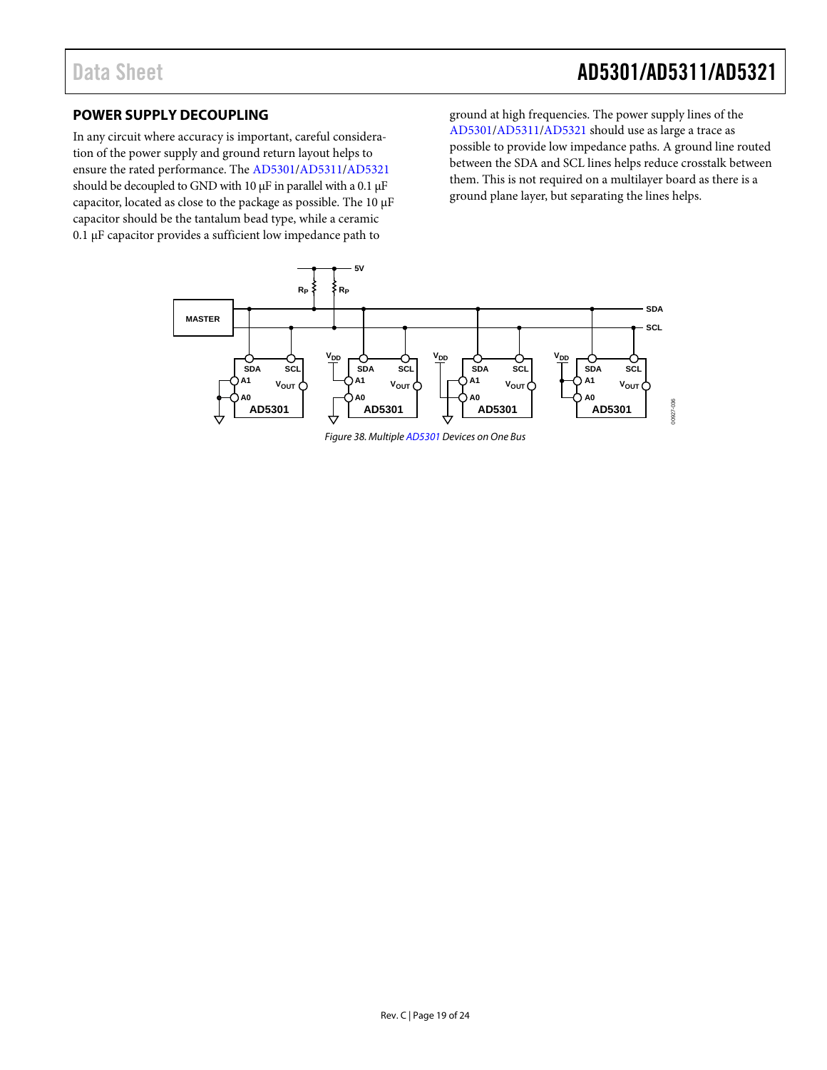## POWER SUPPLY DECOUPLING

In any circuit where accuracy is important, careful consideration of the power supply and ground return layout helps to ensure the rated performance. The AD5301/AD5311/AD5321 should be decoupled to GND with 10 µF in parallel with a 0.1 µF capacitor, located as close to the package as possible. The 10 µF capacitor should be the tantalum bead type, while a ceramic 0.1 µF capacitor provides a sufficient low impedance path to ground at high frequencies. The power supply lines of the AD5301/AD5311/AD5321 should use as large a trace as possible to provide low impedance paths. A ground line routed between the SDA and SCL lines helps reduce crosstalk between them. This is not required on a multilayer board as there is a ground plane layer, but separating the lines helps.

*Figure 38. Multiple AD5301 Devices on One Bus*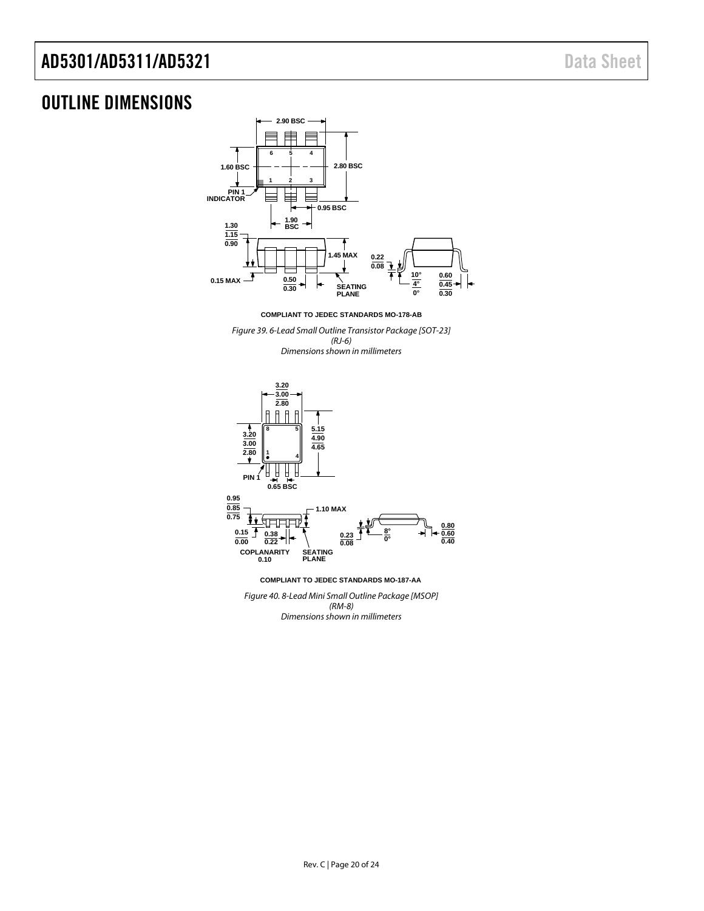## OUTLINE DIMENSIONS

COMPLIANT TO JEDEC STANDARDS MO-178-AB

*Figure 39. 6-Lead Small Outline Transistor Package [SOT-23] (RJ-6) Dimensions shown in millimeters*

COMPLIANT TO JEDEC STANDARDS MO-187-AA

*Figure 40. 8-Lead Mini Small Outline Package [MSOP] (RM-8) Dimensions shown in millimeters*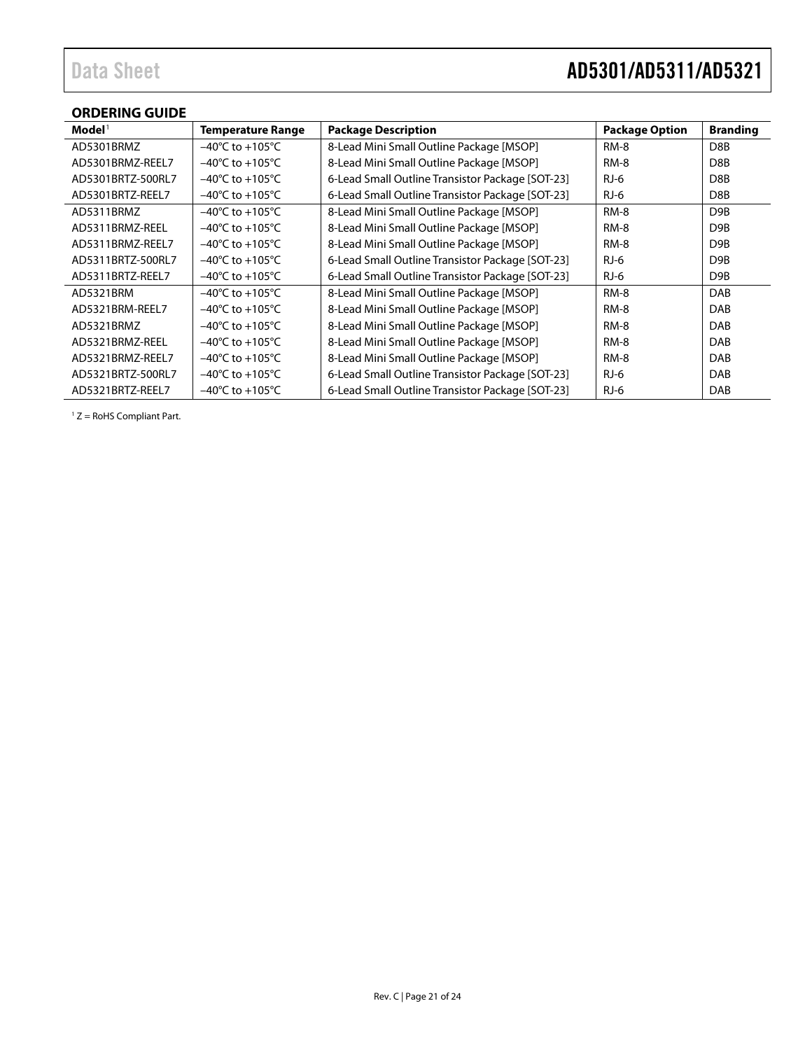## ORDERING GUIDE

| Model[1] | Temperature Range | Package Description | Package Option | Branding |
|---|---|---|---|---|
| AD5301BRMZ | −40°C to +105°C | 8-Lead Mini Small Outline Package [MSOP] | RM-8 | D8B |
| AD5301BRMZ-REEL7 | −40°C to +105°C | 8-Lead Mini Small Outline Package [MSOP] | RM-8 | D8B |
| AD5301BRTZ-500RL7 | −40°C to +105°C | 6-Lead Small Outline Transistor Package [SOT-23] | RJ-6 | D8B |
| AD5301BRTZ-REEL7 | −40°C to +105°C | 6-Lead Small Outline Transistor Package [SOT-23] | RJ-6 | D8B |
| AD5311BRMZ | −40°C to +105°C | 8-Lead Mini Small Outline Package [MSOP] | RM-8 | D9B |
| AD5311BRMZ-REEL | −40°C to +105°C | 8-Lead Mini Small Outline Package [MSOP] | RM-8 | D9B |
| AD5311BRMZ-REEL7 | −40°C to +105°C | 8-Lead Mini Small Outline Package [MSOP] | RM-8 | D9B |
| AD5311BRTZ-500RL7 | −40°C to +105°C | 6-Lead Small Outline Transistor Package [SOT-23] | RJ-6 | D9B |
| AD5311BRTZ-REEL7 | −40°C to +105°C | 6-Lead Small Outline Transistor Package [SOT-23] | RJ-6 | D9B |
| AD5321BRM | −40°C to +105°C | 8-Lead Mini Small Outline Package [MSOP] | RM-8 | DAB |
| AD5321BRM-REEL7 | −40°C to +105°C | 8-Lead Mini Small Outline Package [MSOP] | RM-8 | DAB |
| AD5321BRMZ | −40°C to +105°C | 8-Lead Mini Small Outline Package [MSOP] | RM-8 | DAB |
| AD5321BRMZ-REEL | −40°C to +105°C | 8-Lead Mini Small Outline Package [MSOP] | RM-8 | DAB |
| AD5321BRMZ-REEL7 | −40°C to +105°C | 8-Lead Mini Small Outline Package [MSOP] | RM-8 | DAB |
| AD5321BRTZ-500RL7 | −40°C to +105°C | 6-Lead Small Outline Transistor Package [SOT-23] | RJ-6 | DAB |
| AD5321BRTZ-REEL7 | −40°C to +105°C | 6-Lead Small Outline Transistor Package [SOT-23] | RJ-6 | DAB |

[1] Z = RoHS Compliant Part.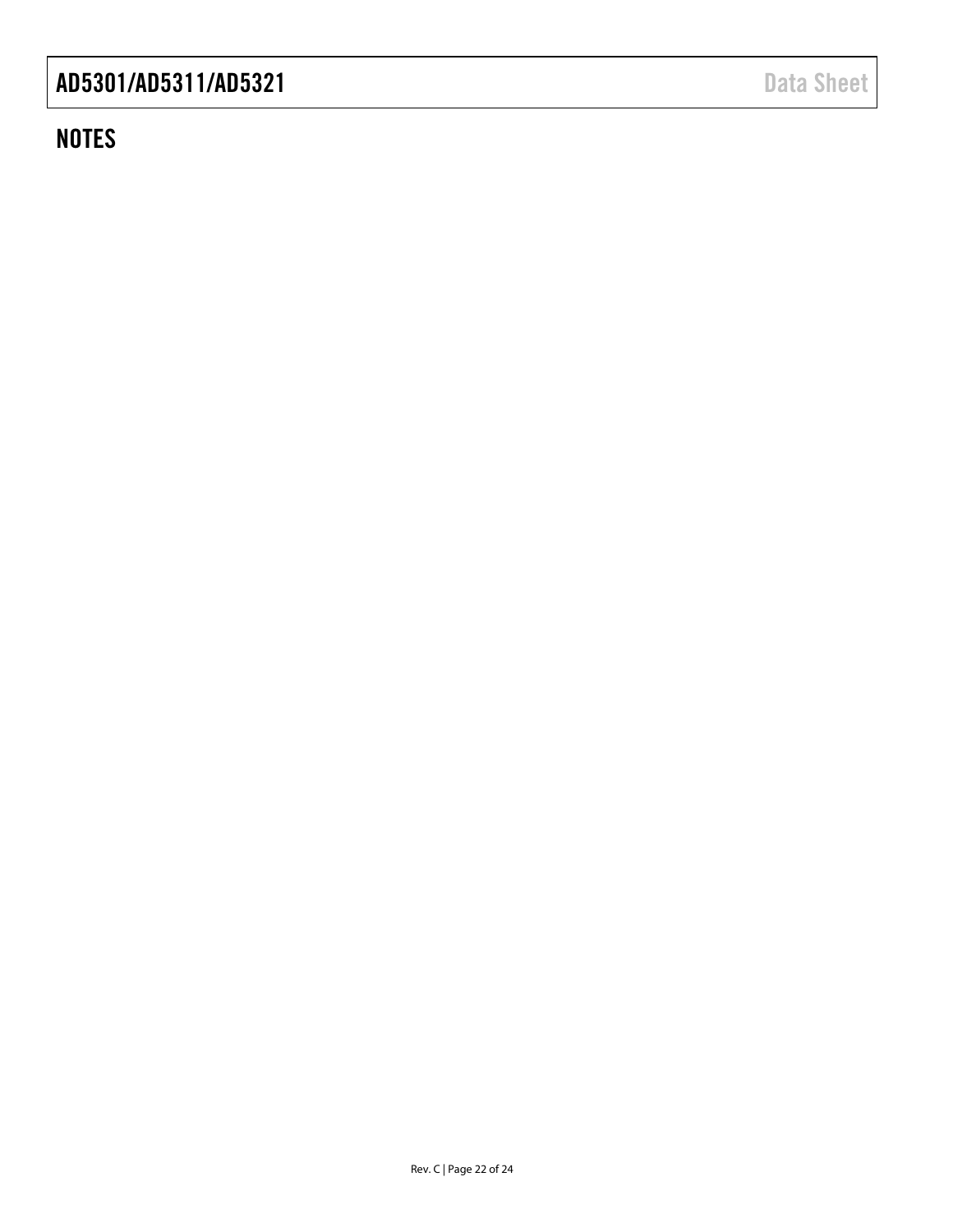## NOTES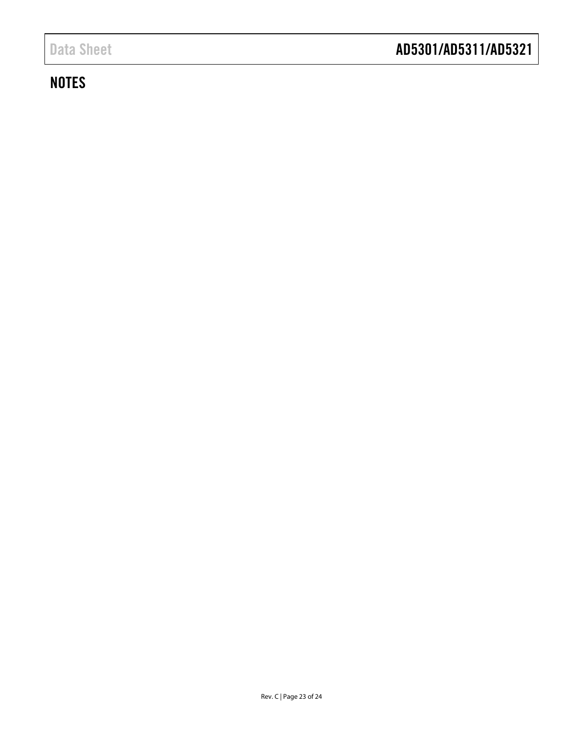## NOTES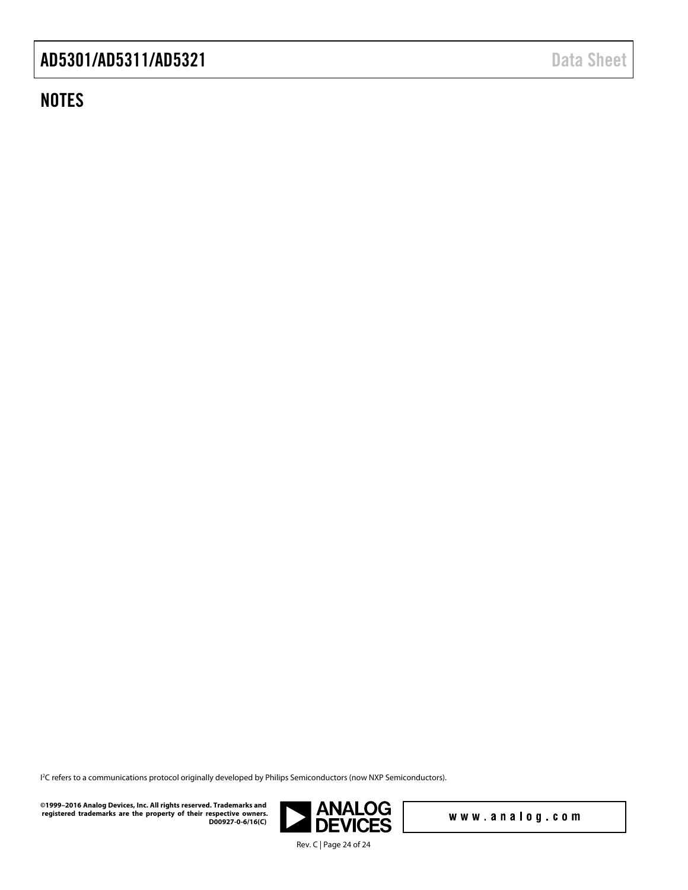## NOTES

I²C refers to a communications protocol originally developed by Philips Semiconductors (now NXP Semiconductors).

**©1999–2016 Analog Devices, Inc. All rights reserved. Trademarks and registered trademarks are the property of their respective owners. D00927-0-6/16(C)**

www.analog.com